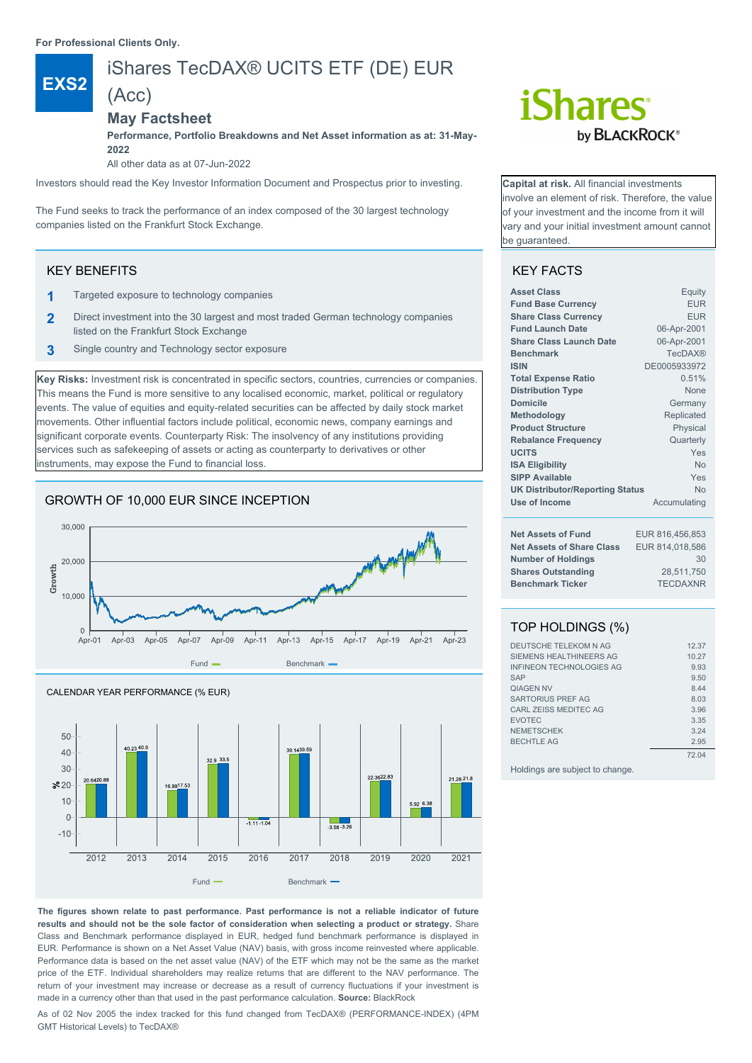**For Professional Clients Only.**

**EXS2**

# iShares TecDAX® UCITS ETF (DE) EUR (Acc)

## May Factsheet

**Performance, Portfolio Breakdowns and Net Asset information as at: 31-May-2022**

All other data as at 07-Jun-2022

Investors should read the Key Investor Document and Prospectus prior to investing.

The Fund seeks to track the performance of an index composed of the 30 largest technology companies listed on the Frankfurt Stock Exchange.

**Capital at risk.** All financial investments involve an element of risk. Therefore, the value of your investment and the income from it will vary and your initial investment amount cannot be guaranteed.

## KEY BENEFITS

1. Targeted exposure to technology companies
2. Direct investment into the 30 largest and most traded German technology companies listed on the Frankfurt Stock Exchange
3. Single country and Technology sector exposure

**Key Risks:** Investment risk is concentrated in specific sectors, countries, currencies or companies. This means the Fund is more sensitive to any localised economic, market, political or regulatory events. The value of equities and equity-related securities can be affected by daily stock market movements. Other influential factors include political, economic news, company earnings and significant corporate events. Counterparty Risk: The insolvency of any institutions providing services such as safekeeping of assets or acting as counterparty to derivatives or other instruments, may expose the Fund to financial loss.

## GROWTH OF 10,000 EUR SINCE INCEPTION

Fund — Benchmark —

## CALENDAR YEAR PERFORMANCE (% EUR)

| | 2012 | 2013 | 2014 | 2015 | 2016 | 2017 | 2018 | 2019 | 2020 | 2021 |
|---|---|---|---|---|---|---|---|---|---|---|
| Fund | 20.64 | 40.23 | 16.99 | 32.9 | -1.11 | 39.14 | -3.58 | 22.36 | 5.92 | 21.28 |
| Benchmark | 20.88 | 40.9 | 17.53 | 33.5 | -1.04 | 39.59 | -3.26 | 22.83 | 6.38 | 21.8 |

**The figures shown relate to past performance. Past performance is not a reliable indicator of future results and should not be the sole factor of consideration when selecting a product or strategy.** Share Class and Benchmark performance displayed in EUR, hedged fund benchmark performance is displayed in EUR. Performance is shown on a Net Asset Value (NAV) basis, with gross income reinvested where applicable. Performance data is based on the net asset value (NAV) of the ETF which may not be the same as the market price of the ETF. Individual shareholders may realize returns that are different to the NAV performance. The return of your investment may increase or decrease as a result of currency fluctuations if your investment is made in a currency other than that used in the past performance calculation. **Source:** BlackRock

As of 02 Nov 2005 the index tracked for this fund changed from TecDAX® (PERFORMANCE-INDEX) (4PM GMT Historical Levels) to TecDAX®

## KEY FACTS

| | |
|---|---|
| **Asset Class** | Equity |
| **Fund Base Currency** | EUR |
| **Share Class Currency** | EUR |
| **Fund Launch Date** | 06-Apr-2001 |
| **Share Class Launch Date** | 06-Apr-2001 |
| **Benchmark** | TecDAX® |
| **ISIN** | DE0005933972 |
| **Total Expense Ratio** | 0.51% |
| **Distribution Type** | None |
| **Domicile** | Germany |
| **Methodology** | Replicated |
| **Product Structure** | Physical |
| **Rebalance Frequency** | Quarterly |
| **UCITS** | Yes |
| **ISA Eligibility** | No |
| **SIPP Available** | Yes |
| **UK Distributor/Reporting Status** | No |
| **Use of Income** | Accumulating |

| | |
|---|---|
| **Net Assets of Fund** | EUR 816,456,853 |
| **Net Assets of Share Class** | EUR 814,018,586 |
| **Number of Holdings** | 30 |
| **Shares Outstanding** | 28,511,750 |
| **Benchmark Ticker** | TECDAXNR |

## TOP HOLDINGS (%)

| | |
|---|---|
| DEUTSCHE TELEKOM N AG | 12.37 |
| SIEMENS HEALTHINEERS AG | 10.27 |
| INFINEON TECHNOLOGIES AG | 9.93 |
| SAP | 9.50 |
| QIAGEN NV | 8.44 |
| SARTORIUS PREF AG | 8.03 |
| CARL ZEISS MEDITEC AG | 3.96 |
| EVOTEC | 3.35 |
| NEMETSCHEK | 3.24 |
| BECHTLE AG | 2.95 |
| | 72.04 |

Holdings are subject to change.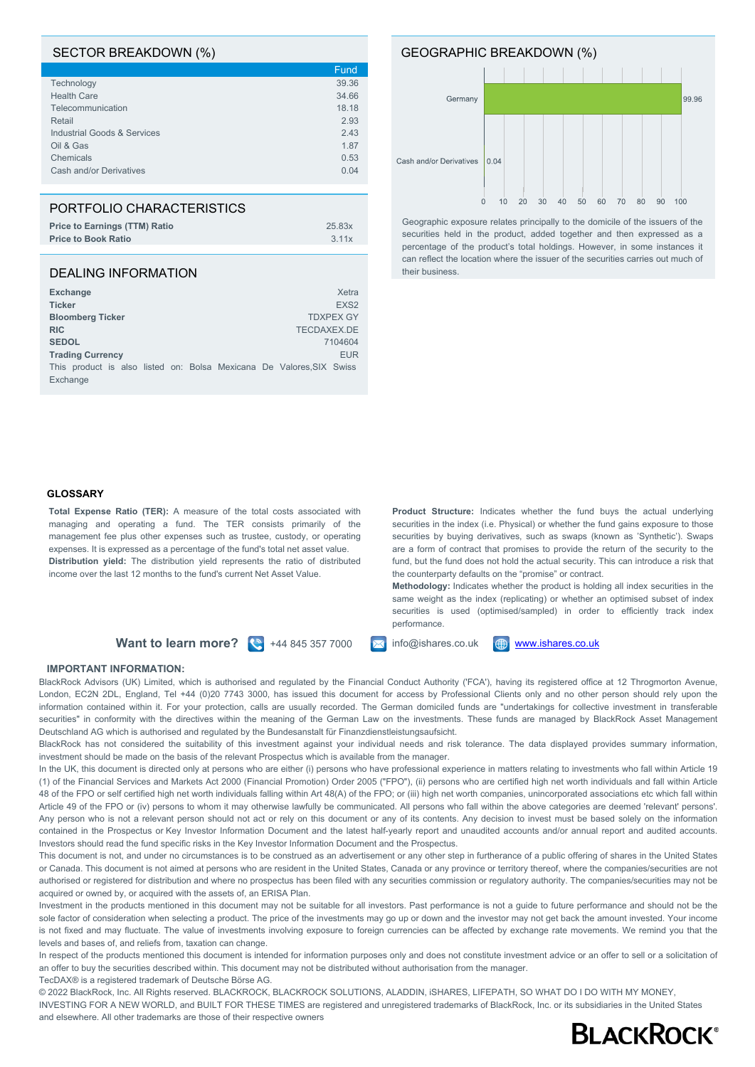## SECTOR BREAKDOWN (%)

| | Fund |
|---|---|
| Technology | 39.36 |
| Health Care | 34.66 |
| Telecommunication | 18.18 |
| Retail | 2.93 |
| Industrial Goods & Services | 2.43 |
| Oil & Gas | 1.87 |
| Chemicals | 0.53 |
| Cash and/or Derivatives | 0.04 |

## GEOGRAPHIC BREAKDOWN (%)

| | % |
|---|---|
| Germany | 99.96 |
| Cash and/or Derivatives | 0.04 |

Geographic exposure relates principally to the domicile of the issuers of the securities held in the product, added together and then expressed as a percentage of the product's total holdings. However, in some instances it can reflect the location where the issuer of the securities carries out much of their business.

## PORTFOLIO CHARACTERISTICS

| | |
|---|---|
| **Price to Earnings (TTM) Ratio** | 25.83x |
| **Price to Book Ratio** | 3.11x |

## DEALING INFORMATION

| | |
|---|---|
| **Exchange** | Xetra |
| **Ticker** | EXS2 |
| **Bloomberg Ticker** | TDXPEX GY |
| **RIC** | TECDAXEX.DE |
| **SEDOL** | 7104604 |
| **Trading Currency** | EUR |

This product is also listed on: Bolsa Mexicana De Valores,SIX Swiss Exchange

## GLOSSARY

**Total Expense Ratio (TER):** A measure of the total costs associated with managing and operating a fund. The TER consists primarily of the management fee plus other expenses such as trustee, custody, or operating expenses. It is expressed as a percentage of the fund's total net asset value.

**Distribution yield:** The distribution yield represents the ratio of distributed income over the last 12 months to the fund's current Net Asset Value.

**Product Structure:** Indicates whether the fund buys the actual underlying securities in the index (i.e. Physical) or whether the fund gains exposure to those securities by buying derivatives, such as swaps (known as 'Synthetic'). Swaps are a form of contract that promises to provide the return of the security to the fund, but the fund does not hold the actual security. This can introduce a risk that the counterparty defaults on the "promise" or contract.

**Methodology:** Indicates whether the product is holding all index securities in the same weight as the index (replicating) or whether an optimised subset of index securities is used (optimised/sampled) in order to efficiently track index performance.

**Want to learn more?** +44 845 357 7000 | info@ishares.co.uk | www.ishares.co.uk

## IMPORTANT INFORMATION:

BlackRock Advisors (UK) Limited, which is authorised and regulated by the Financial Conduct Authority ('FCA'), having its registered office at 12 Throgmorton Avenue, London, EC2N 2DL, England, Tel +44 (0)20 7743 3000, has issued this document for access by Professional Clients only and no other person should rely upon the information contained within it. For your protection, calls are usually recorded. The German domiciled funds are "undertakings for collective investment in transferable securities" in conformity with the directives within the meaning of the German Law on the investments. These funds are managed by BlackRock Asset Management Deutschland AG which is authorised and regulated by the Bundesanstalt für Finanzdienstleistungsaufsicht.

BlackRock has not considered the suitability of this investment against your individual needs and risk tolerance. The data displayed provides summary information, investment should be made on the basis of the relevant Prospectus which is available from the manager.

In the UK, this document is directed only at persons who are either (i) persons who have professional experience in matters relating to investments who fall within Article 19 (1) of the Financial Services and Markets Act 2000 (Financial Promotion) Order 2005 ("FPO"), (ii) persons who are certified high net worth individuals and fall within Article 48 of the FPO or self certified high net worth individuals falling within Art 48(A) of the FPO; or (iii) high net worth companies, unincorporated associations etc which fall within Article 49 of the FPO or (iv) persons to whom it may otherwise lawfully be communicated. All persons who fall within the above categories are deemed 'relevant' persons'. Any person who is not a relevant person should not act or rely on this document or any of its contents. Any decision to invest must be based solely on the information contained in the Prospectus or Key Investor Information Document and the latest half-yearly report and unaudited accounts and/or annual report and audited accounts. Investors should read the fund specific risks in the Key Investor Information Document and the Prospectus.

This document is not, and under no circumstances is to be construed as an advertisement or any other step in furtherance of a public offering of shares in the United States or Canada. This document is not aimed at persons who are resident in the United States, Canada or any province or territory thereof, where the companies/securities are not authorised or registered for distribution and where no prospectus has been filed with any securities commission or regulatory authority. The companies/securities may not be acquired or owned by, or acquired with the assets of, an ERISA Plan.

Investment in the products mentioned in this document may not be suitable for all investors. Past performance is not a guide to future performance and should not be the sole factor of consideration when selecting a product. The price of the investments may go up or down and the investor may not get back the amount invested. Your income is not fixed and may fluctuate. The value of investments involving exposure to foreign currencies can be affected by exchange rate movements. We remind you that the levels and bases of, and reliefs from, taxation can change.

In respect of the products mentioned this document is intended for information purposes only and does not constitute investment advice or an offer to sell or a solicitation of an offer to buy the securities described within. This document may not be distributed without authorisation from the manager.

TecDAX® is a registered trademark of Deutsche Börse AG.

© 2022 BlackRock, Inc. All Rights reserved. BLACKROCK, BLACKROCK SOLUTIONS, ALADDIN, iSHARES, LIFEPATH, SO WHAT DO I DO WITH MY MONEY, INVESTING FOR A NEW WORLD, and BUILT FOR THESE TIMES are registered and unregistered trademarks of BlackRock, Inc. or its subsidiaries in the United States and elsewhere. All other trademarks are those of their respective owners

BLACKROCK®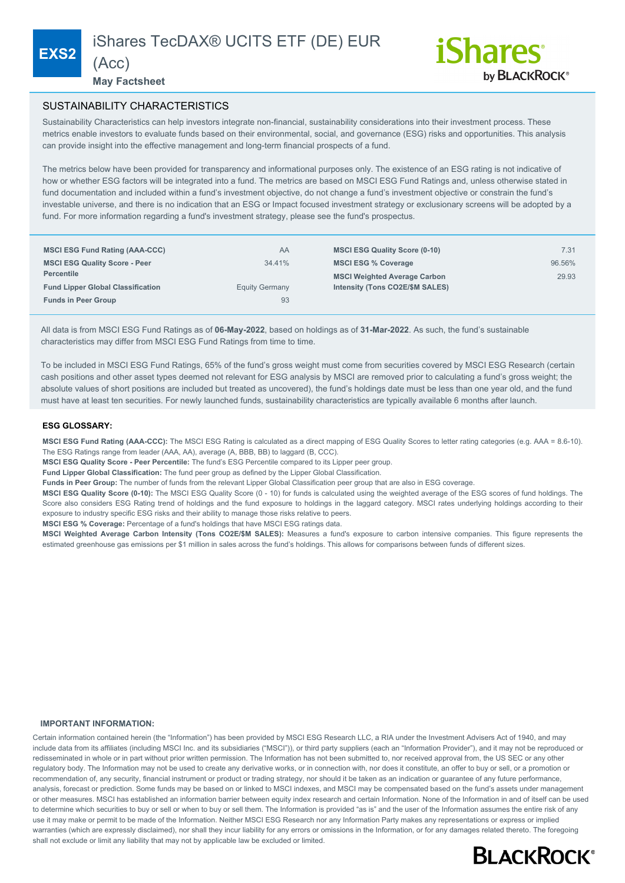# iShares TecDAX® UCITS ETF (DE) EUR (Acc)

**EXS2**

**May Factsheet**

## SUSTAINABILITY CHARACTERISTICS

Sustainability Characteristics can help investors integrate non-financial, sustainability considerations into their investment process. These metrics enable investors to evaluate funds based on their environmental, social, and governance (ESG) risks and opportunities. This analysis can provide insight into the effective management and long-term financial prospects of a fund.

The metrics below have been provided for transparency and informational purposes only. The existence of an ESG rating is not indicative of how or whether ESG factors will be integrated into a fund. The metrics are based on MSCI ESG Fund Ratings and, unless otherwise stated in fund documentation and included within a fund's investment objective, do not change a fund's investment objective or constrain the fund's investable universe, and there is no indication that an ESG or Impact focused investment strategy or exclusionary screens will be adopted by a fund. For more information regarding a fund's investment strategy, please see the fund's prospectus.

| | | | |
|---|---|---|---|
| **MSCI ESG Fund Rating (AAA-CCC)** | AA | **MSCI ESG Quality Score (0-10)** | 7.31 |
| **MSCI ESG Quality Score - Peer Percentile** | 34.41% | **MSCI ESG % Coverage** | 96.56% |
| **Fund Lipper Global Classification** | Equity Germany | **MSCI Weighted Average Carbon Intensity (Tons CO2E/$M SALES)** | 29.93 |
| **Funds in Peer Group** | 93 | | |

All data is from MSCI ESG Fund Ratings as of **06-May-2022**, based on holdings as of **31-Mar-2022**. As such, the fund's sustainable characteristics may differ from MSCI ESG Fund Ratings from time to time.

To be included in MSCI ESG Fund Ratings, 65% of the fund's gross weight must come from securities covered by MSCI ESG Research (certain cash positions and other asset types deemed not relevant for ESG analysis by MSCI are removed prior to calculating a fund's gross weight; the absolute values of short positions are included but treated as uncovered), the fund's holdings date must be less than one year old, and the fund must have at least ten securities. For newly launched funds, sustainability characteristics are typically available 6 months after launch.

### ESG GLOSSARY:

**MSCI ESG Fund Rating (AAA-CCC):** The MSCI ESG Rating is calculated as a direct mapping of ESG Quality Scores to letter rating categories (e.g. AAA = 8.6-10). The ESG Ratings range from leader (AAA, AA), average (A, BBB, BB) to laggard (B, CCC).

**MSCI ESG Quality Score - Peer Percentile:** The fund's ESG Percentile compared to its Lipper peer group.

**Fund Lipper Global Classification:** The fund peer group as defined by the Lipper Global Classification.

**Funds in Peer Group:** The number of funds from the relevant Lipper Global Classification peer group that are also in ESG coverage.

**MSCI ESG Quality Score (0-10):** The MSCI ESG Quality Score (0 - 10) for funds is calculated using the weighted average of the ESG scores of fund holdings. The Score also considers ESG Rating trend of holdings and the fund exposure to holdings in the laggard category. MSCI rates underlying holdings according to their exposure to industry specific ESG risks and their ability to manage those risks relative to peers.

**MSCI ESG % Coverage:** Percentage of a fund's holdings that have MSCI ESG ratings data.

**MSCI Weighted Average Carbon Intensity (Tons CO2E/$M SALES):** Measures a fund's exposure to carbon intensive companies. This figure represents the estimated greenhouse gas emissions per $1 million in sales across the fund's holdings. This allows for comparisons between funds of different sizes.

### IMPORTANT INFORMATION:

Certain information contained herein (the "Information") has been provided by MSCI ESG Research LLC, a RIA under the Investment Advisers Act of 1940, and may include data from its affiliates (including MSCI Inc. and its subsidiaries ("MSCI")), or third party suppliers (each an "Information Provider"), and it may not be reproduced or redisseminated in whole or in part without prior written permission. The Information has not been submitted to, nor received approval from, the US SEC or any other regulatory body. The Information may not be used to create any derivative works, or in connection with, nor does it constitute, an offer to buy or sell, or a promotion or recommendation of, any security, financial instrument or product or trading strategy, nor should it be taken as an indication or guarantee of any future performance, analysis, forecast or prediction. Some funds may be based on or linked to MSCI indexes, and MSCI may be compensated based on the fund's assets under management or other measures. MSCI has established an information barrier between equity index research and certain Information. None of the Information in and of itself can be used to determine which securities to buy or sell or when to buy or sell them. The Information is provided "as is" and the user of the Information assumes the entire risk of any use it may make or permit to be made of the Information. Neither MSCI ESG Research nor any Information Party makes any representations or express or implied warranties (which are expressly disclaimed), nor shall they incur liability for any errors or omissions in the Information, or for any damages related thereto. The foregoing shall not exclude or limit any liability that may not by applicable law be excluded or limited.